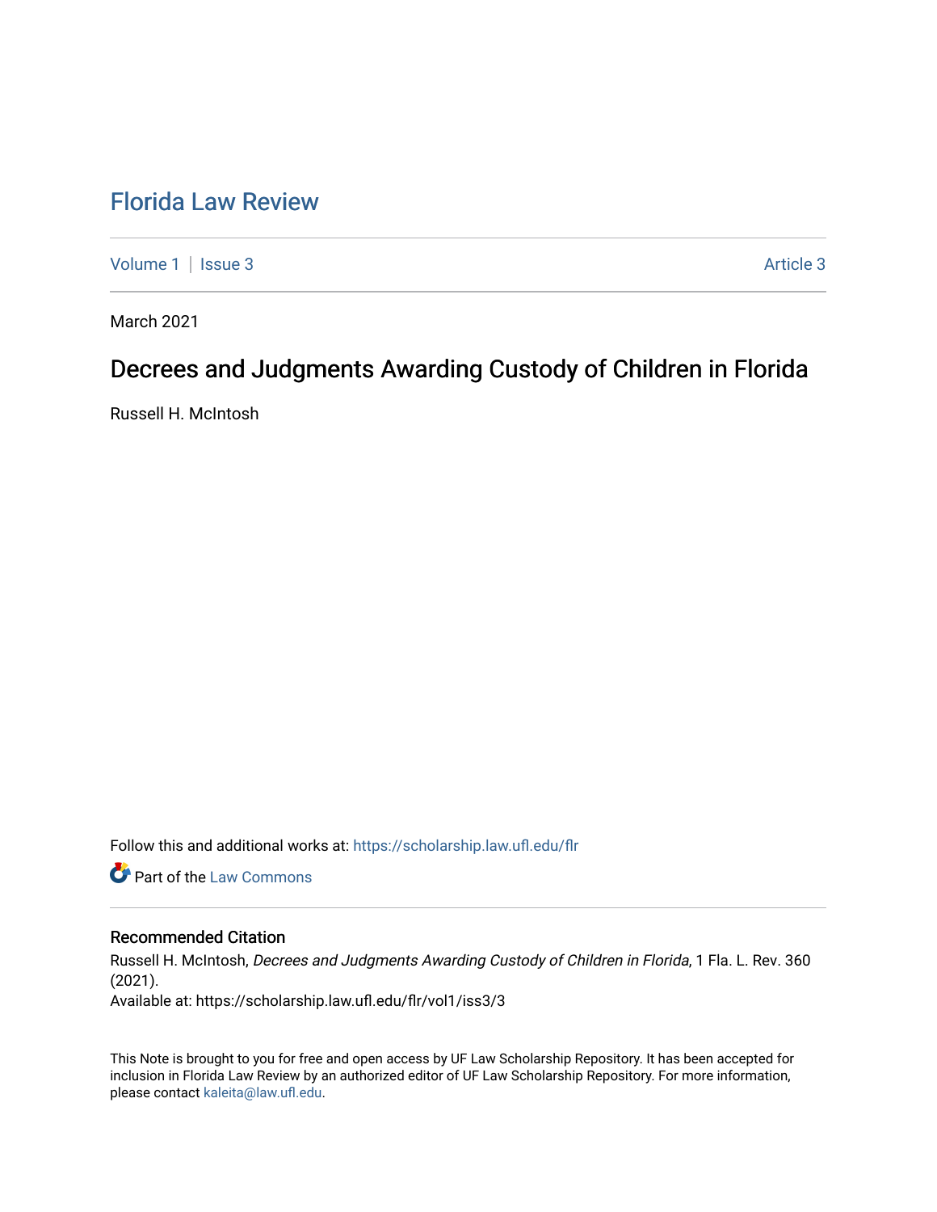# Florida Law Review

Volume 1 | Issue 3 Article 3

March 2021

## Decrees and Judgments Awarding Custody of Children in Florida

Russell H. McIntosh

Follow this and additional works at: https://scholarship.law.ufl.edu/flr

Part of the Law Commons

### Recommended Citation

Russell H. McIntosh, *Decrees and Judgments Awarding Custody of Children in Florida*, 1 Fla. L. Rev. 360 (2021).

Available at: https://scholarship.law.ufl.edu/flr/vol1/iss3/3

This Note is brought to you for free and open access by UF Law Scholarship Repository. It has been accepted for inclusion in Florida Law Review by an authorized editor of UF Law Scholarship Repository. For more information, please contact kaleita@law.ufl.edu.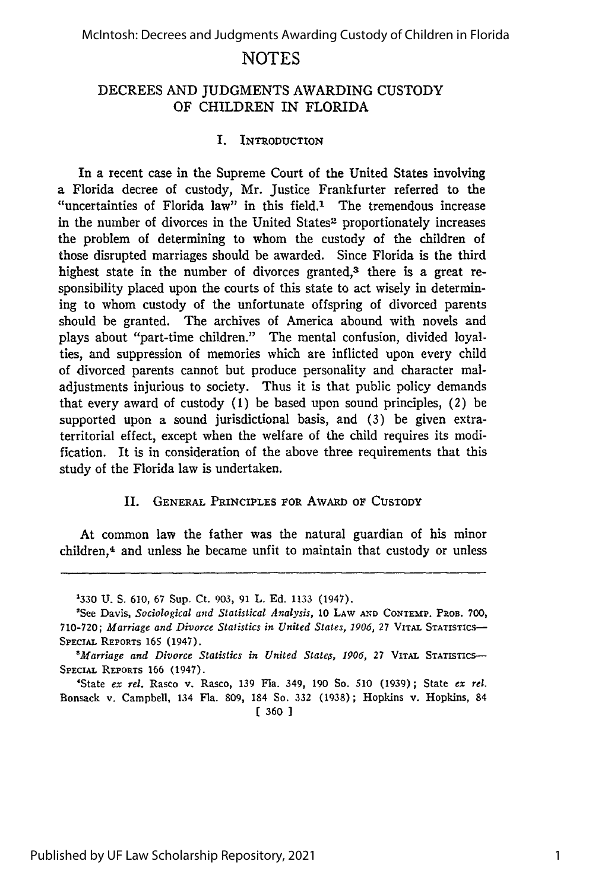## NOTES

### DECREES AND JUDGMENTS AWARDING CUSTODY OF CHILDREN IN FLORIDA

#### I. INTRODUCTION

In a recent case in the Supreme Court of the United States involving a Florida decree of custody, Mr. Justice Frankfurter referred to the "uncertainties of Florida law" in this field.[1] The tremendous increase in the number of divorces in the United States[2] proportionately increases the problem of determining to whom the custody of the children of those disrupted marriages should be awarded. Since Florida is the third highest state in the number of divorces granted,[3] there is a great responsibility placed upon the courts of this state to act wisely in determining to whom custody of the unfortunate offspring of divorced parents should be granted. The archives of America abound with novels and plays about "part-time children." The mental confusion, divided loyalties, and suppression of memories which are inflicted upon every child of divorced parents cannot but produce personality and character maladjustments injurious to society. Thus it is that public policy demands that every award of custody (1) be based upon sound principles, (2) be supported upon a sound jurisdictional basis, and (3) be given extraterritorial effect, except when the welfare of the child requires its modification. It is in consideration of the above three requirements that this study of the Florida law is undertaken.

#### II. GENERAL PRINCIPLES FOR AWARD OF CUSTODY

At common law the father was the natural guardian of his minor children,[4] and unless he became unfit to maintain that custody or unless

---

[1]330 U. S. 610, 67 Sup. Ct. 903, 91 L. Ed. 1133 (1947).

[2]See Davis, *Sociological and Statistical Analysis*, 10 LAW AND CONTEMP. PROB. 700, 710-720; *Marriage and Divorce Statistics in United States, 1906*, 27 VITAL STATISTICS—SPECIAL REPORTS 165 (1947).

[3]*Marriage and Divorce Statistics in United States, 1906*, 27 VITAL STATISTICS—SPECIAL REPORTS 166 (1947).

[4]State *ex rel.* Rasco v. Rasco, 139 Fla. 349, 190 So. 510 (1939); State *ex rel.* Bonsack v. Campbell, 134 Fla. 809, 184 So. 332 (1938); Hopkins v. Hopkins, 84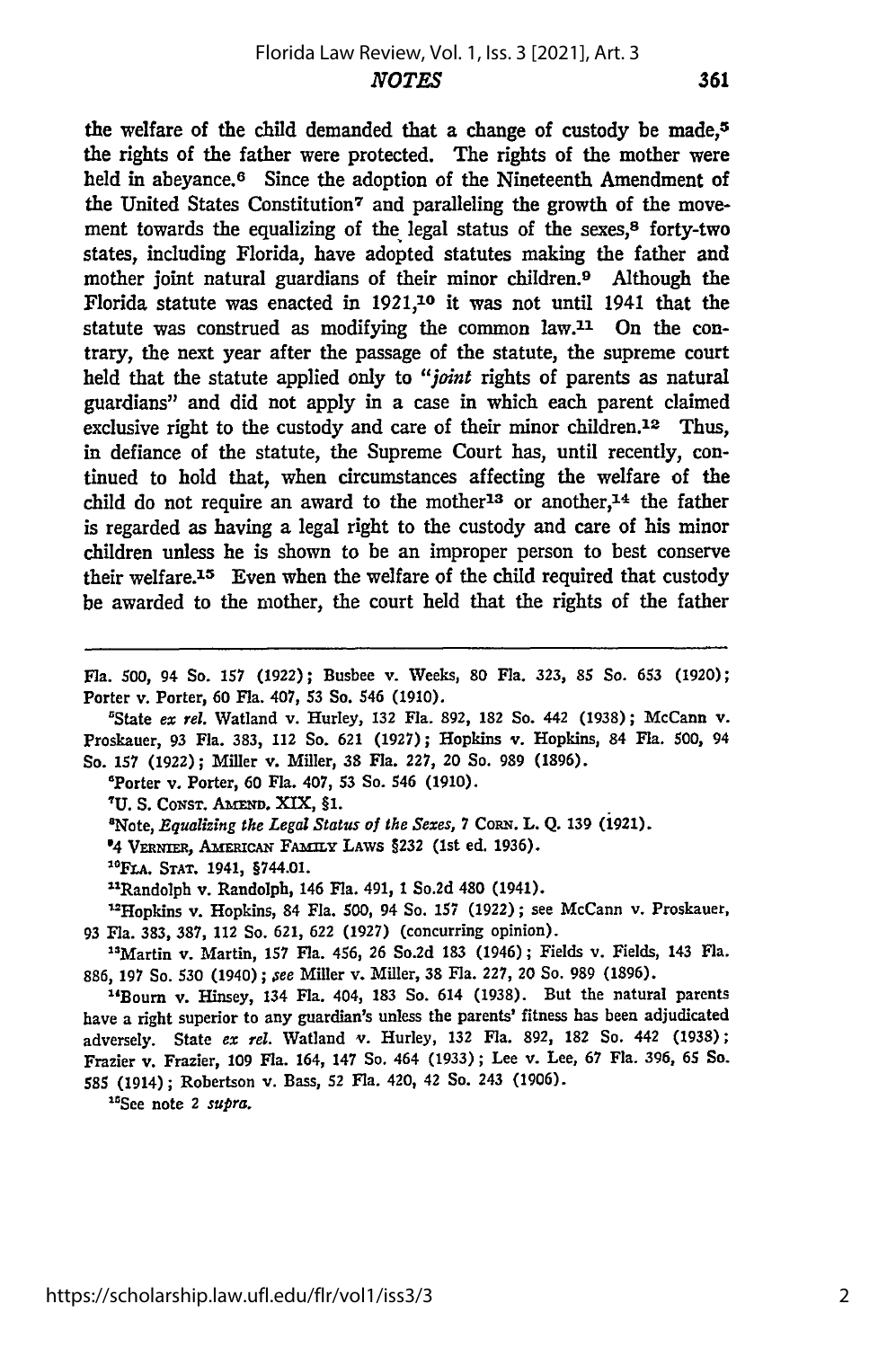the welfare of the child demanded that a change of custody be made,[5] the rights of the father were protected. The rights of the mother were held in abeyance.[6] Since the adoption of the Nineteenth Amendment of the United States Constitution[7] and paralleling the growth of the movement towards the equalizing of the legal status of the sexes,[8] forty-two states, including Florida, have adopted statutes making the father and mother joint natural guardians of their minor children.[9] Although the Florida statute was enacted in 1921,[10] it was not until 1941 that the statute was construed as modifying the common law.[11] On the contrary, the next year after the passage of the statute, the supreme court held that the statute applied only to "*joint* rights of parents as natural guardians" and did not apply in a case in which each parent claimed exclusive right to the custody and care of their minor children.[12] Thus, in defiance of the statute, the Supreme Court has, until recently, continued to hold that, when circumstances affecting the welfare of the child do not require an award to the mother[13] or another,[14] the father is regarded as having a legal right to the custody and care of his minor children unless he is shown to be an improper person to best conserve their welfare.[15] Even when the welfare of the child required that custody be awarded to the mother, the court held that the rights of the father

---

Fla. 500, 94 So. 157 (1922); Busbee v. Weeks, 80 Fla. 323, 85 So. 653 (1920); Porter v. Porter, 60 Fla. 407, 53 So. 546 (1910).

[5]State *ex rel.* Watland v. Hurley, 132 Fla. 892, 182 So. 442 (1938); McCann v. Proskauer, 93 Fla. 383, 112 So. 621 (1927); Hopkins v. Hopkins, 84 Fla. 500, 94 So. 157 (1922); Miller v. Miller, 38 Fla. 227, 20 So. 989 (1896).

[6]Porter v. Porter, 60 Fla. 407, 53 So. 546 (1910).

[7]U. S. CONST. AMEND. XIX, §1.

[8]Note, *Equalizing the Legal Status of the Sexes*, 7 CORN. L. Q. 139 (1921).

[9]4 VERNIER, AMERICAN FAMILY LAWS §232 (1st ed. 1936).

[10]FLA. STAT. 1941, §744.01.

[11]Randolph v. Randolph, 146 Fla. 491, 1 So.2d 480 (1941).

[12]Hopkins v. Hopkins, 84 Fla. 500, 94 So. 157 (1922); see McCann v. Proskauer, 93 Fla. 383, 387, 112 So. 621, 622 (1927) (concurring opinion).

[13]Martin v. Martin, 157 Fla. 456, 26 So.2d 183 (1946); Fields v. Fields, 143 Fla. 886, 197 So. 530 (1940); *see* Miller v. Miller, 38 Fla. 227, 20 So. 989 (1896).

[14]Bourn v. Hinsey, 134 Fla. 404, 183 So. 614 (1938). But the natural parents have a right superior to any guardian's unless the parents' fitness has been adjudicated adversely. State *ex rel.* Watland v. Hurley, 132 Fla. 892, 182 So. 442 (1938); Frazier v. Frazier, 109 Fla. 164, 147 So. 464 (1933); Lee v. Lee, 67 Fla. 396, 65 So. 585 (1914); Robertson v. Bass, 52 Fla. 420, 42 So. 243 (1906).

[15]See note 2 *supra.*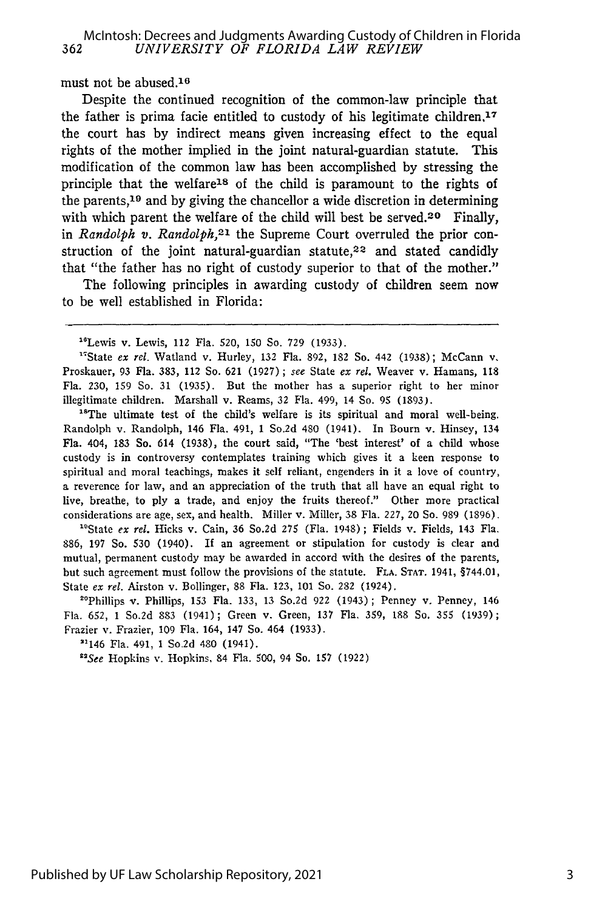must not be abused.[16]

Despite the continued recognition of the common-law principle that the father is prima facie entitled to custody of his legitimate children,[17] the court has by indirect means given increasing effect to the equal rights of the mother implied in the joint natural-guardian statute. This modification of the common law has been accomplished by stressing the principle that the welfare[18] of the child is paramount to the rights of the parents,[19] and by giving the chancellor a wide discretion in determining with which parent the welfare of the child will best be served.[20] Finally, in *Randolph v. Randolph*,[21] the Supreme Court overruled the prior construction of the joint natural-guardian statute,[22] and stated candidly that "the father has no right of custody superior to that of the mother."

The following principles in awarding custody of children seem now to be well established in Florida:

---

[16]Lewis v. Lewis, 112 Fla. 520, 150 So. 729 (1933).

[17]State *ex rel.* Watland v. Hurley, 132 Fla. 892, 182 So. 442 (1938); McCann v. Proskauer, 93 Fla. 383, 112 So. 621 (1927); *see* State *ex rel.* Weaver v. Hamans, 118 Fla. 230, 159 So. 31 (1935). But the mother has a superior right to her minor illegitimate children. Marshall v. Reams, 32 Fla. 499, 14 So. 95 (1893).

[18]The ultimate test of the child's welfare is its spiritual and moral well-being. Randolph v. Randolph, 146 Fla. 491, 1 So.2d 480 (1941). In Bourn v. Hinsey, 134 Fla. 404, 183 So. 614 (1938), the court said, "The 'best interest' of a child whose custody is in controversy contemplates training which gives it a keen response to spiritual and moral teachings, makes it self reliant, engenders in it a love of country, a reverence for law, and an appreciation of the truth that all have an equal right to live, breathe, to ply a trade, and enjoy the fruits thereof." Other more practical considerations are age, sex, and health. Miller v. Miller, 38 Fla. 227, 20 So. 989 (1896).

[19]State *ex rel.* Hicks v. Cain, 36 So.2d 275 (Fla. 1948); Fields v. Fields, 143 Fla. 886, 197 So. 530 (1940). If an agreement or stipulation for custody is clear and mutual, permanent custody may be awarded in accord with the desires of the parents, but such agreement must follow the provisions of the statute. FLA. STAT. 1941, §744.01, State *ex rel.* Airston v. Bollinger, 88 Fla. 123, 101 So. 282 (1924).

[20]Phillips v. Phillips, 153 Fla. 133, 13 So.2d 922 (1943); Penney v. Penney, 146 Fla. 652, 1 So.2d 883 (1941); Green v. Green, 137 Fla. 359, 188 So. 355 (1939); Frazier v. Frazier, 109 Fla. 164, 147 So. 464 (1933).

[21]146 Fla. 491, 1 So.2d 480 (1941).

[22]*See* Hopkins v. Hopkins, 84 Fla. 500, 94 So. 157 (1922)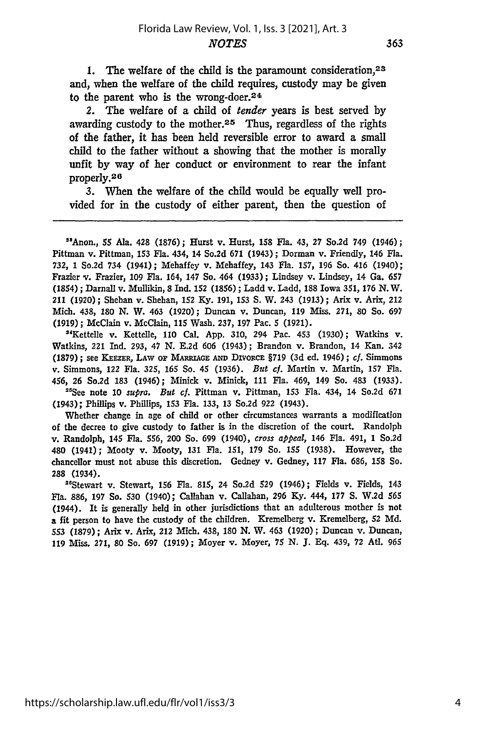1. The welfare of the child is the paramount consideration,[23] and, when the welfare of the child requires, custody may be given to the parent who is the wrong-doer.[24]

2. The welfare of a child of *tender* years is best served by awarding custody to the mother.[25] Thus, regardless of the rights of the father, it has been held reversible error to award a small child to the father without a showing that the mother is morally unfit by way of her conduct or environment to rear the infant properly.[26]

3. When the welfare of the child would be equally well provided for in the custody of either parent, then the question of

---

[23]Anon., 55 Ala. 428 (1876); Hurst v. Hurst, 158 Fla. 43, 27 So.2d 749 (1946); Pittman v. Pittman, 153 Fla. 434, 14 So.2d 671 (1943); Dorman v. Friendly, 146 Fla. 732, 1 So.2d 734 (1941); Mehaffey v. Mehaffey, 143 Fla. 157, 196 So. 416 (1940); Frazier v. Frazier, 109 Fla. 164, 147 So. 464 (1933); Lindsey v. Lindsey, 14 Ga. 657 (1854); Darnall v. Mullikin, 8 Ind. 152 (1856); Ladd v. Ladd, 188 Iowa 351, 176 N.W. 211 (1920); Shehan v. Shehan, 152 Ky. 191, 153 S. W. 243 (1913); Arix v. Arix, 212 Mich. 438, 180 N. W. 463 (1920); Duncan v. Duncan, 119 Miss. 271, 80 So. 697 (1919); McClain v. McClain, 115 Wash. 237, 197 Pac. 5 (1921).

[24]Kettelle v. Kettelle, 110 Cal. App. 310, 294 Pac. 453 (1930); Watkins v. Watkins, 221 Ind. 293, 47 N. E.2d 606 (1943); Brandon v. Brandon, 14 Kan. 342 (1879); see KEEZER, LAW OF MARRIAGE AND DIVORCE §719 (3d ed. 1946); *cf.* Simmons v. Simmons, 122 Fla. 325, 165 So. 45 (1936). *But cf.* Martin v. Martin, 157 Fla. 456, 26 So.2d 183 (1946); Minick v. Minick, 111 Fla. 469, 149 So. 483 (1933).

[25]See note 10 *supra*. *But cf.* Pittman v. Pittman, 153 Fla. 434, 14 So.2d 671 (1943); Phillips v. Phillips, 153 Fla. 133, 13 So.2d 922 (1943).

Whether change in age of child or other circumstances warrants a modification of the decree to give custody to father is in the discretion of the court. Randolph v. Randolph, 145 Fla. 556, 200 So. 699 (1940), *cross appeal*, 146 Fla. 491, 1 So.2d 480 (1941); Mooty v. Mooty, 131 Fla. 151, 179 So. 155 (1938). However, the chancellor must not abuse this discretion. Gedney v. Gedney, 117 Fla. 686, 158 So. 288 (1934).

[26]Stewart v. Stewart, 156 Fla. 815, 24 So.2d 529 (1946); Fields v. Fields, 143 Fla. 886, 197 So. 530 (1940); Callahan v. Callahan, 296 Ky. 444, 177 S. W.2d 565 (1944). It is generally held in other jurisdictions that an adulterous mother is not a fit person to have the custody of the children. Kremelberg v. Kremelberg, 52 Md. 553 (1879); Arix v. Arix, 212 Mich. 438, 180 N. W. 463 (1920); Duncan v. Duncan, 119 Miss. 271, 80 So. 697 (1919); Moyer v. Moyer, 75 N. J. Eq. 439, 72 Atl. 965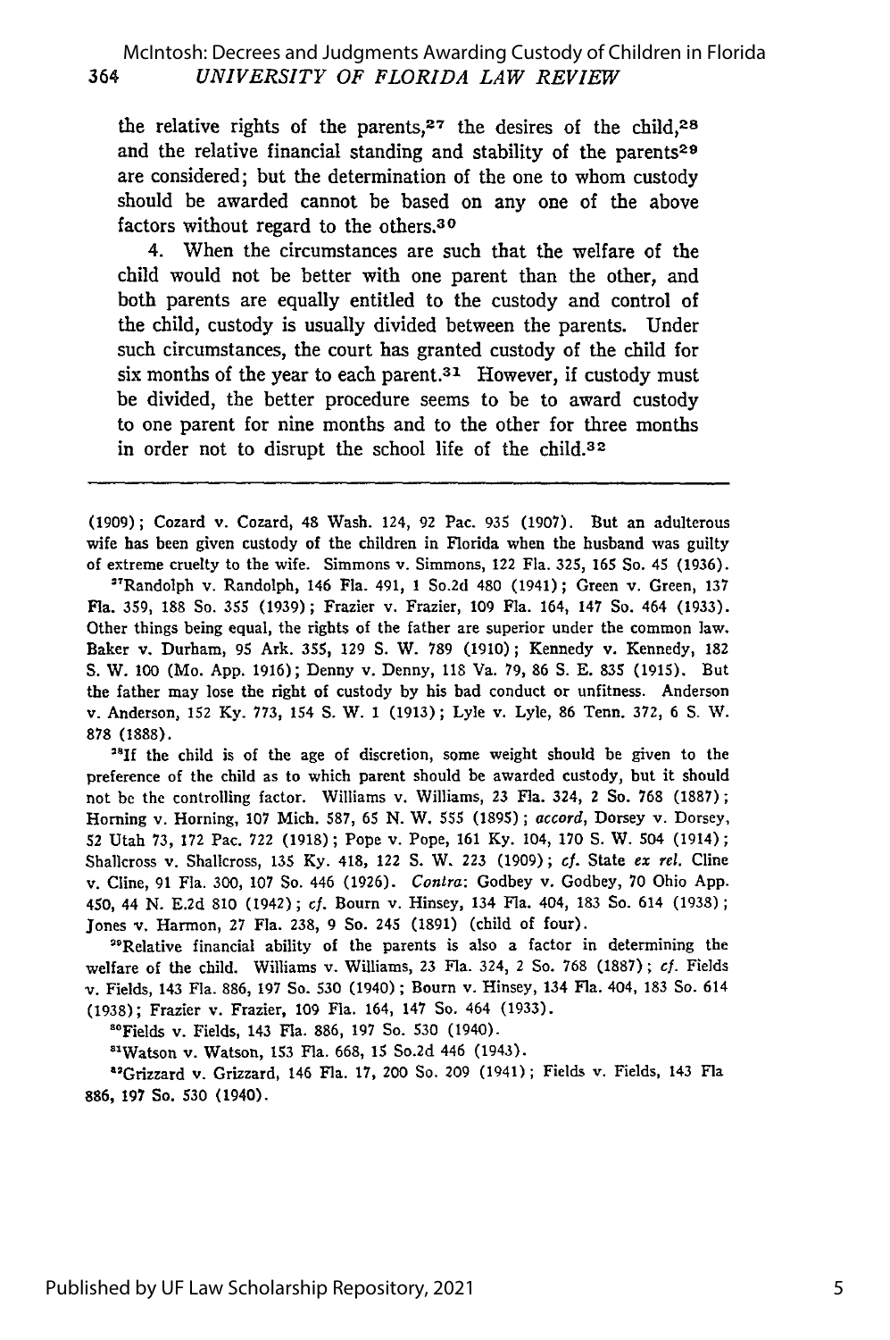the relative rights of the parents,[27] the desires of the child,[28] and the relative financial standing and stability of the parents[29] are considered; but the determination of the one to whom custody should be awarded cannot be based on any one of the above factors without regard to the others.[30]

4. When the circumstances are such that the welfare of the child would not be better with one parent than the other, and both parents are equally entitled to the custody and control of the child, custody is usually divided between the parents. Under such circumstances, the court has granted custody of the child for six months of the year to each parent.[31] However, if custody must be divided, the better procedure seems to be to award custody to one parent for nine months and to the other for three months in order not to disrupt the school life of the child.[32]

---

(1909); Cozard v. Cozard, 48 Wash. 124, 92 Pac. 935 (1907). But an adulterous wife has been given custody of the children in Florida when the husband was guilty of extreme cruelty to the wife. Simmons v. Simmons, 122 Fla. 325, 165 So. 45 (1936).

[27]Randolph v. Randolph, 146 Fla. 491, 1 So.2d 480 (1941); Green v. Green, 137 Fla. 359, 188 So. 355 (1939); Frazier v. Frazier, 109 Fla. 164, 147 So. 464 (1933). Other things being equal, the rights of the father are superior under the common law. Baker v. Durham, 95 Ark. 355, 129 S. W. 789 (1910); Kennedy v. Kennedy, 182 S. W. 100 (Mo. App. 1916); Denny v. Denny, 118 Va. 79, 86 S. E. 835 (1915). But the father may lose the right of custody by his bad conduct or unfitness. Anderson v. Anderson, 152 Ky. 773, 154 S. W. 1 (1913); Lyle v. Lyle, 86 Tenn. 372, 6 S. W. 878 (1888).

[28]If the child is of the age of discretion, some weight should be given to the preference of the child as to which parent should be awarded custody, but it should not be the controlling factor. Williams v. Williams, 23 Fla. 324, 2 So. 768 (1887); Horning v. Horning, 107 Mich. 587, 65 N. W. 555 (1895); *accord*, Dorsey v. Dorsey, 52 Utah 73, 172 Pac. 722 (1918); Pope v. Pope, 161 Ky. 104, 170 S. W. 504 (1914); Shallcross v. Shallcross, 135 Ky. 418, 122 S. W. 223 (1909); *cf.* State *ex rel.* Cline v. Cline, 91 Fla. 300, 107 So. 446 (1926). *Contra*: Godbey v. Godbey, 70 Ohio App. 450, 44 N. E.2d 810 (1942); *cf.* Bourn v. Hinsey, 134 Fla. 404, 183 So. 614 (1938); Jones v. Harmon, 27 Fla. 238, 9 So. 245 (1891) (child of four).

[29]Relative financial ability of the parents is also a factor in determining the welfare of the child. Williams v. Williams, 23 Fla. 324, 2 So. 768 (1887); *cf.* Fields v. Fields, 143 Fla. 886, 197 So. 530 (1940); Bourn v. Hinsey, 134 Fla. 404, 183 So. 614 (1938); Frazier v. Frazier, 109 Fla. 164, 147 So. 464 (1933).

[30]Fields v. Fields, 143 Fla. 886, 197 So. 530 (1940).

[31]Watson v. Watson, 153 Fla. 668, 15 So.2d 446 (1943).

[32]Grizzard v. Grizzard, 146 Fla. 17, 200 So. 209 (1941); Fields v. Fields, 143 Fla 886, 197 So. 530 (1940).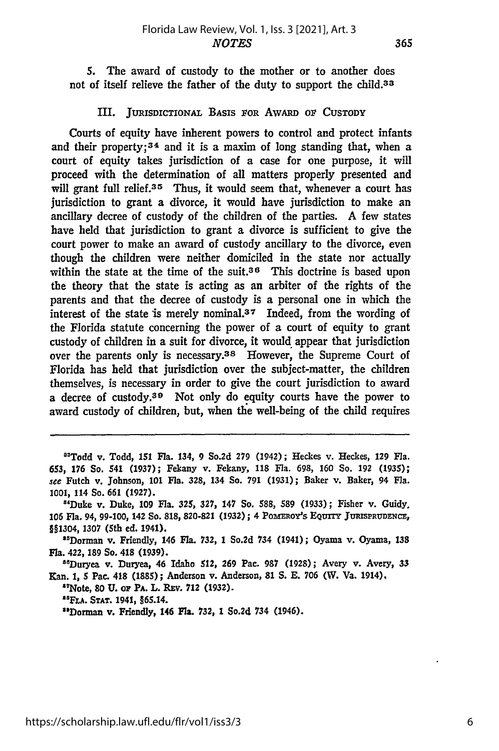5. The award of custody to the mother or to another does not of itself relieve the father of the duty to support the child.[33]

## III. Jurisdictional Basis for Award of Custody

Courts of equity have inherent powers to control and protect infants and their property;[34] and it is a maxim of long standing that, when a court of equity takes jurisdiction of a case for one purpose, it will proceed with the determination of all matters properly presented and will grant full relief.[35] Thus, it would seem that, whenever a court has jurisdiction to grant a divorce, it would have jurisdiction to make an ancillary decree of custody of the children of the parties. A few states have held that jurisdiction to grant a divorce is sufficient to give the court power to make an award of custody ancillary to the divorce, even though the children were neither domiciled in the state nor actually within the state at the time of the suit.[36] This doctrine is based upon the theory that the state is acting as an arbiter of the rights of the parents and that the decree of custody is a personal one in which the interest of the state is merely nominal.[37] Indeed, from the wording of the Florida statute concerning the power of a court of equity to grant custody of children in a suit for divorce, it would appear that jurisdiction over the parents only is necessary.[38] However, the Supreme Court of Florida has held that jurisdiction over the subject-matter, the children themselves, is necessary in order to give the court jurisdiction to award a decree of custody.[39] Not only do equity courts have the power to award custody of children, but, when the well-being of the child requires

---

[33]Todd v. Todd, 151 Fla. 134, 9 So.2d 279 (1942); Heckes v. Heckes, 129 Fla. 653, 176 So. 541 (1937); Fekany v. Fekany, 118 Fla. 698, 160 So. 192 (1935); *see* Futch v. Johnson, 101 Fla. 328, 134 So. 791 (1931); Baker v. Baker, 94 Fla. 1001, 114 So. 661 (1927).

[34]Duke v. Duke, 109 Fla. 325, 327, 147 So. 588, 589 (1933); Fisher v. Guidy, 106 Fla. 94, 99-100, 142 So. 818, 820-821 (1932); 4 Pomeroy's Equity Jurisprudence, §§1304, 1307 (5th ed. 1941).

[35]Dorman v. Friendly, 146 Fla. 732, 1 So.2d 734 (1941); Oyama v. Oyama, 138 Fla. 422, 189 So. 418 (1939).

[36]Duryea v. Duryea, 46 Idaho 512, 269 Pac. 987 (1928); Avery v. Avery, 33 Kan. 1, 5 Pac. 418 (1885); Anderson v. Anderson, 81 S. E. 706 (W. Va. 1914).

[37]Note, 80 U. of Pa. L. Rev. 712 (1932).

[38]Fla. Stat. 1941, §65.14.

[39]Dorman v. Friendly, 146 Fla. 732, 1 So.2d 734 (1946).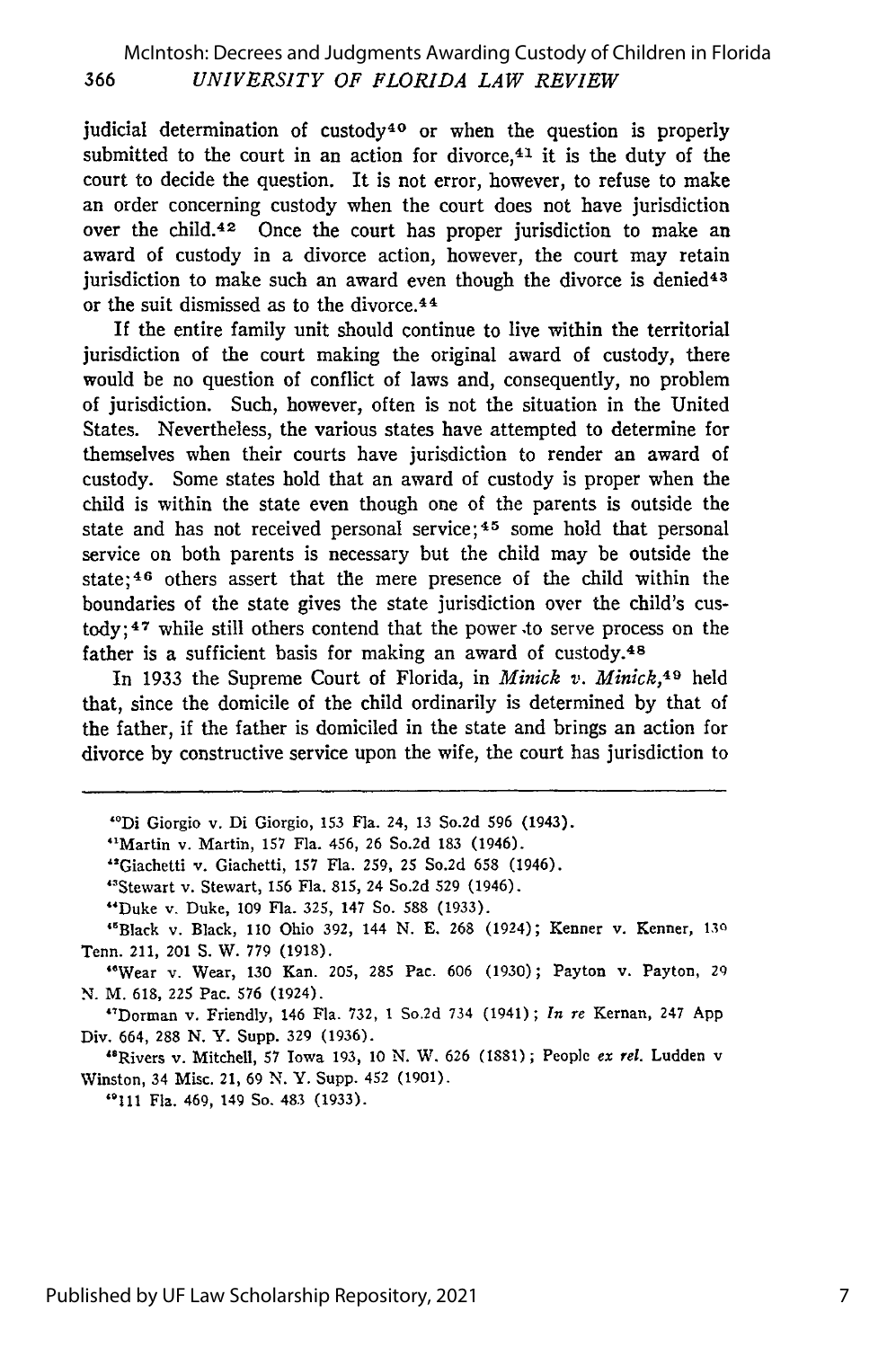judicial determination of custody[40] or when the question is properly submitted to the court in an action for divorce,[41] it is the duty of the court to decide the question. It is not error, however, to refuse to make an order concerning custody when the court does not have jurisdiction over the child.[42] Once the court has proper jurisdiction to make an award of custody in a divorce action, however, the court may retain jurisdiction to make such an award even though the divorce is denied[43] or the suit dismissed as to the divorce.[44]

If the entire family unit should continue to live within the territorial jurisdiction of the court making the original award of custody, there would be no question of conflict of laws and, consequently, no problem of jurisdiction. Such, however, often is not the situation in the United States. Nevertheless, the various states have attempted to determine for themselves when their courts have jurisdiction to render an award of custody. Some states hold that an award of custody is proper when the child is within the state even though one of the parents is outside the state and has not received personal service;[45] some hold that personal service on both parents is necessary but the child may be outside the state;[46] others assert that the mere presence of the child within the boundaries of the state gives the state jurisdiction over the child's custody;[47] while still others contend that the power to serve process on the father is a sufficient basis for making an award of custody.[48]

In 1933 the Supreme Court of Florida, in *Minick v. Minick*,[49] held that, since the domicile of the child ordinarily is determined by that of the father, if the father is domiciled in the state and brings an action for divorce by constructive service upon the wife, the court has jurisdiction to

---

[40] Di Giorgio v. Di Giorgio, 153 Fla. 24, 13 So.2d 596 (1943).

[41] Martin v. Martin, 157 Fla. 456, 26 So.2d 183 (1946).

[42] Giachetti v. Giachetti, 157 Fla. 259, 25 So.2d 658 (1946).

[43] Stewart v. Stewart, 156 Fla. 815, 24 So.2d 529 (1946).

[44] Duke v. Duke, 109 Fla. 325, 147 So. 588 (1933).

[45] Black v. Black, 110 Ohio 392, 144 N. E. 268 (1924); Kenner v. Kenner, 139 Tenn. 211, 201 S. W. 779 (1918).

[46] Wear v. Wear, 130 Kan. 205, 285 Pac. 606 (1930); Payton v. Payton, 29 N. M. 618, 225 Pac. 576 (1924).

[47] Dorman v. Friendly, 146 Fla. 732, 1 So.2d 734 (1941); *In re* Kernan, 247 App Div. 664, 288 N. Y. Supp. 329 (1936).

[48] Rivers v. Mitchell, 57 Iowa 193, 10 N. W. 626 (1881); People *ex rel.* Ludden v Winston, 34 Misc. 21, 69 N. Y. Supp. 452 (1901).

[49] 111 Fla. 469, 149 So. 483 (1933).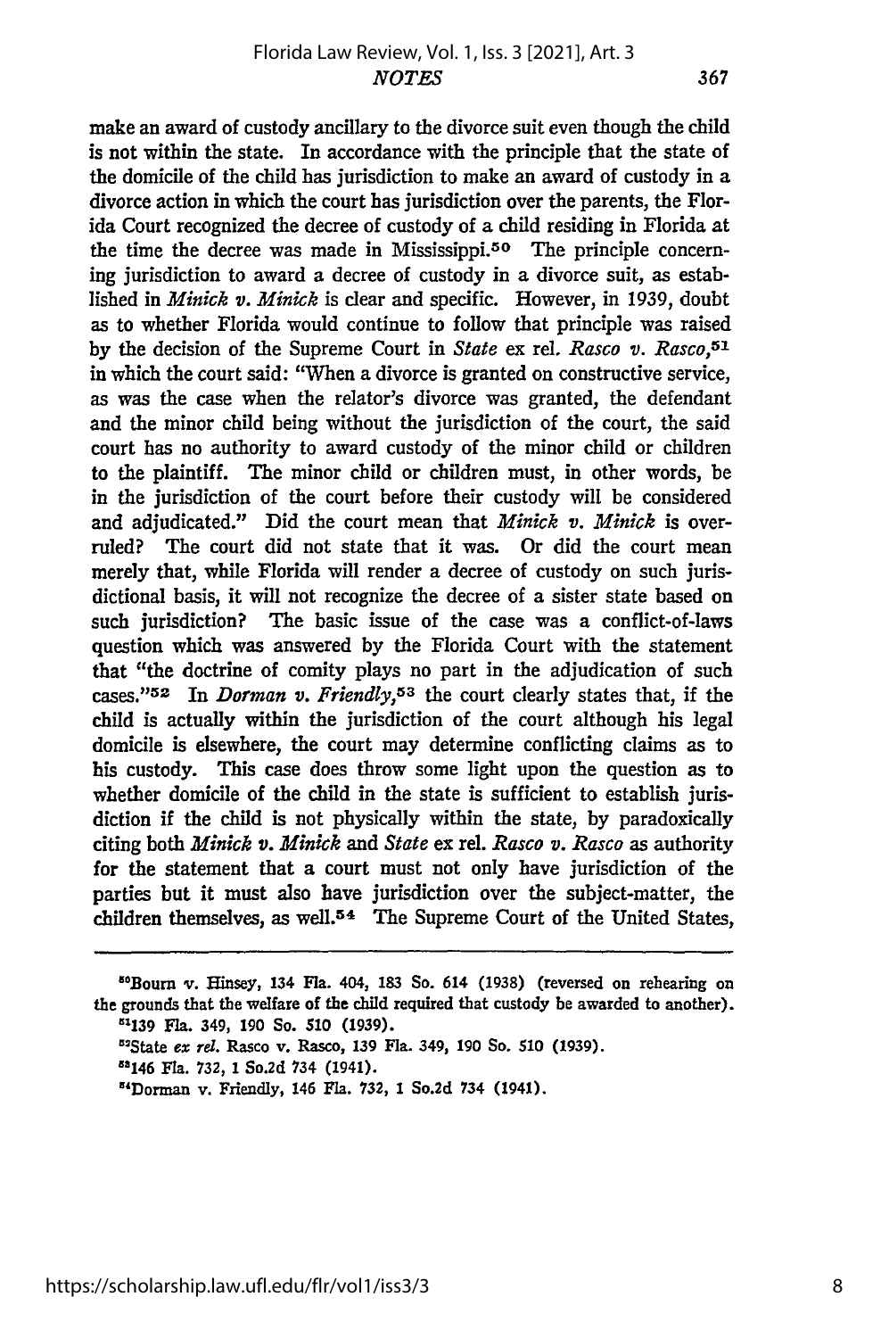make an award of custody ancillary to the divorce suit even though the child is not within the state. In accordance with the principle that the state of the domicile of the child has jurisdiction to make an award of custody in a divorce action in which the court has jurisdiction over the parents, the Florida Court recognized the decree of custody of a child residing in Florida at the time the decree was made in Mississippi.[50] The principle concerning jurisdiction to award a decree of custody in a divorce suit, as established in *Minick v. Minick* is clear and specific. However, in 1939, doubt as to whether Florida would continue to follow that principle was raised by the decision of the Supreme Court in *State* ex rel. *Rasco v. Rasco*,[51] in which the court said: "When a divorce is granted on constructive service, as was the case when the relator's divorce was granted, the defendant and the minor child being without the jurisdiction of the court, the said court has no authority to award custody of the minor child or children to the plaintiff. The minor child or children must, in other words, be in the jurisdiction of the court before their custody will be considered and adjudicated." Did the court mean that *Minick v. Minick* is overruled? The court did not state that it was. Or did the court mean merely that, while Florida will render a decree of custody on such jurisdictional basis, it will not recognize the decree of a sister state based on such jurisdiction? The basic issue of the case was a conflict-of-laws question which was answered by the Florida Court with the statement that "the doctrine of comity plays no part in the adjudication of such cases."[52] In *Dorman v. Friendly*,[53] the court clearly states that, if the child is actually within the jurisdiction of the court although his legal domicile is elsewhere, the court may determine conflicting claims as to his custody. This case does throw some light upon the question as to whether domicile of the child in the state is sufficient to establish jurisdiction if the child is not physically within the state, by paradoxically citing both *Minick v. Minick* and *State* ex rel. *Rasco v. Rasco* as authority for the statement that a court must not only have jurisdiction of the parties but it must also have jurisdiction over the subject-matter, the children themselves, as well.[54] The Supreme Court of the United States,

---

[50] Bourn v. Hinsey, 134 Fla. 404, 183 So. 614 (1938) (reversed on rehearing on the grounds that the welfare of the child required that custody be awarded to another).

[51] 139 Fla. 349, 190 So. 510 (1939).

[52] State *ex rel.* Rasco v. Rasco, 139 Fla. 349, 190 So. 510 (1939).

[53] 146 Fla. 732, 1 So.2d 734 (1941).

[54] Dorman v. Friendly, 146 Fla. 732, 1 So.2d 734 (1941).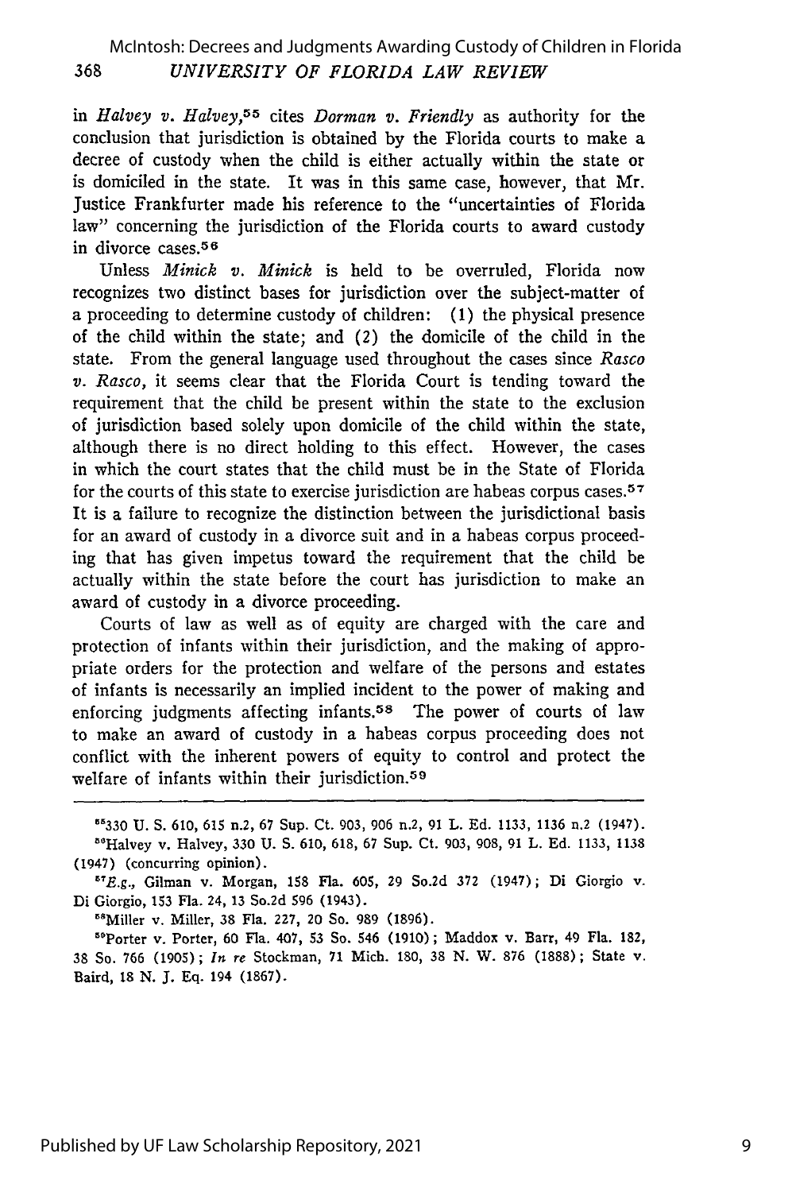in *Halvey v. Halvey*,[55] cites *Dorman v. Friendly* as authority for the conclusion that jurisdiction is obtained by the Florida courts to make a decree of custody when the child is either actually within the state or is domiciled in the state. It was in this same case, however, that Mr. Justice Frankfurter made his reference to the "uncertainties of Florida law" concerning the jurisdiction of the Florida courts to award custody in divorce cases.[56]

Unless *Minick v. Minick* is held to be overruled, Florida now recognizes two distinct bases for jurisdiction over the subject-matter of a proceeding to determine custody of children: (1) the physical presence of the child within the state; and (2) the domicile of the child in the state. From the general language used throughout the cases since *Rasco v. Rasco*, it seems clear that the Florida Court is tending toward the requirement that the child be present within the state to the exclusion of jurisdiction based solely upon domicile of the child within the state, although there is no direct holding to this effect. However, the cases in which the court states that the child must be in the State of Florida for the courts of this state to exercise jurisdiction are habeas corpus cases.[57] It is a failure to recognize the distinction between the jurisdictional basis for an award of custody in a divorce suit and in a habeas corpus proceeding that has given impetus toward the requirement that the child be actually within the state before the court has jurisdiction to make an award of custody in a divorce proceeding.

Courts of law as well as of equity are charged with the care and protection of infants within their jurisdiction, and the making of appropriate orders for the protection and welfare of the persons and estates of infants is necessarily an implied incident to the power of making and enforcing judgments affecting infants.[58] The power of courts of law to make an award of custody in a habeas corpus proceeding does not conflict with the inherent powers of equity to control and protect the welfare of infants within their jurisdiction.[59]

---

[55]330 U. S. 610, 615 n.2, 67 Sup. Ct. 903, 906 n.2, 91 L. Ed. 1133, 1136 n.2 (1947).

[56]Halvey v. Halvey, 330 U. S. 610, 618, 67 Sup. Ct. 903, 908, 91 L. Ed. 1133, 1138 (1947) (concurring opinion).

[57]*E.g.*, Gilman v. Morgan, 158 Fla. 605, 29 So.2d 372 (1947); Di Giorgio v. Di Giorgio, 153 Fla. 24, 13 So.2d 596 (1943).

[58]Miller v. Miller, 38 Fla. 227, 20 So. 989 (1896).

[59]Porter v. Porter, 60 Fla. 407, 53 So. 546 (1910); Maddox v. Barr, 49 Fla. 182, 38 So. 766 (1905); *In re* Stockman, 71 Mich. 180, 38 N. W. 876 (1888); State v. Baird, 18 N. J. Eq. 194 (1867).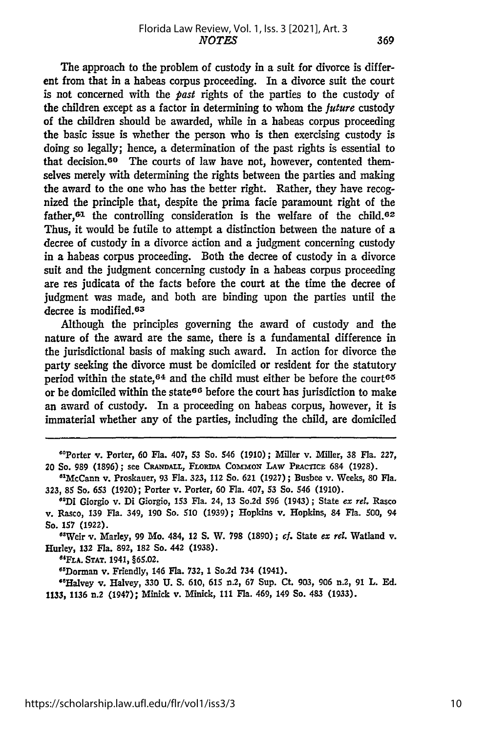The approach to the problem of custody in a suit for divorce is different from that in a habeas corpus proceeding. In a divorce suit the court is not concerned with the *past* rights of the parties to the custody of the children except as a factor in determining to whom the *future* custody of the children should be awarded, while in a habeas corpus proceeding the basic issue is whether the person who is then exercising custody is doing so legally; hence, a determination of the past rights is essential to that decision.[60] The courts of law have not, however, contented themselves merely with determining the rights between the parties and making the award to the one who has the better right. Rather, they have recognized the principle that, despite the prima facie paramount right of the father,[61] the controlling consideration is the welfare of the child.[62] Thus, it would be futile to attempt a distinction between the nature of a decree of custody in a divorce action and a judgment concerning custody in a habeas corpus proceeding. Both the decree of custody in a divorce suit and the judgment concerning custody in a habeas corpus proceeding are res judicata of the facts before the court at the time the decree of judgment was made, and both are binding upon the parties until the decree is modified.[63]

Although the principles governing the award of custody and the nature of the award are the same, there is a fundamental difference in the jurisdictional basis of making such award. In action for divorce the party seeking the divorce must be domiciled or resident for the statutory period within the state,[64] and the child must either be before the court[65] or be domiciled within the state[66] before the court has jurisdiction to make an award of custody. In a proceeding on habeas corpus, however, it is immaterial whether any of the parties, including the child, are domiciled

---

[60]Porter v. Porter, 60 Fla. 407, 53 So. 546 (1910); Miller v. Miller, 38 Fla. 227, 20 So. 989 (1896); see CRANDALL, FLORIDA COMMON LAW PRACTICE 684 (1928).

[61]McCann v. Proskauer, 93 Fla. 323, 112 So. 621 (1927); Busbee v. Weeks, 80 Fla. 323, 85 So. 653 (1920); Porter v. Porter, 60 Fla. 407, 53 So. 546 (1910).

[62]Di Giorgio v. Di Giorgio, 153 Fla. 24, 13 So.2d 596 (1943); State *ex rel.* Rasco v. Rasco, 139 Fla. 349, 190 So. 510 (1939); Hopkins v. Hopkins, 84 Fla. 500, 94 So. 157 (1922).

[63]Weir v. Marley, 99 Mo. 484, 12 S. W. 798 (1890); *cf.* State *ex rel.* Watland v. Hurley, 132 Fla. 892, 182 So. 442 (1938).

[64]FLA. STAT. 1941, §65.02.

[65]Dorman v. Friendly, 146 Fla. 732, 1 So.2d 734 (1941).

[66]Halvey v. Halvey, 330 U. S. 610, 615 n.2, 67 Sup. Ct. 903, 906 n.2, 91 L. Ed. 1133, 1136 n.2 (1947); Minick v. Minick, 111 Fla. 469, 149 So. 483 (1933).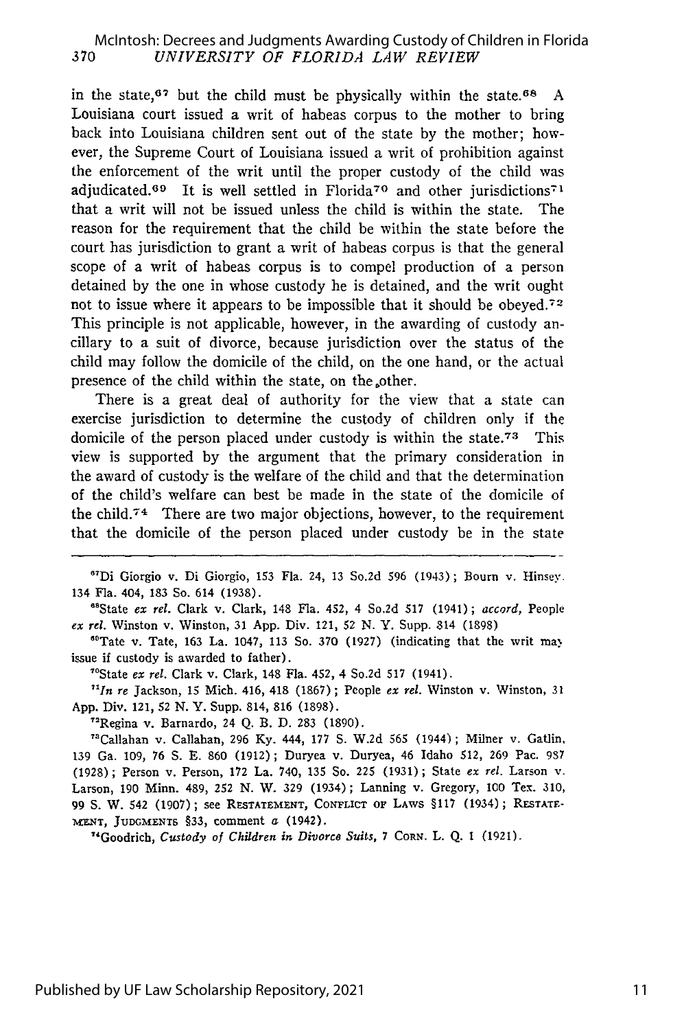in the state,[67] but the child must be physically within the state.[68] A Louisiana court issued a writ of habeas corpus to the mother to bring back into Louisiana children sent out of the state by the mother; however, the Supreme Court of Louisiana issued a writ of prohibition against the enforcement of the writ until the proper custody of the child was adjudicated.[69] It is well settled in Florida[70] and other jurisdictions[71] that a writ will not be issued unless the child is within the state. The reason for the requirement that the child be within the state before the court has jurisdiction to grant a writ of habeas corpus is that the general scope of a writ of habeas corpus is to compel production of a person detained by the one in whose custody he is detained, and the writ ought not to issue where it appears to be impossible that it should be obeyed.[72] This principle is not applicable, however, in the awarding of custody ancillary to a suit of divorce, because jurisdiction over the status of the child may follow the domicile of the child, on the one hand, or the actual presence of the child within the state, on the other.

There is a great deal of authority for the view that a state can exercise jurisdiction to determine the custody of children only if the domicile of the person placed under custody is within the state.[73] This view is supported by the argument that the primary consideration in the award of custody is the welfare of the child and that the determination of the child's welfare can best be made in the state of the domicile of the child.[74] There are two major objections, however, to the requirement that the domicile of the person placed under custody be in the state

---

[67]Di Giorgio v. Di Giorgio, 153 Fla. 24, 13 So.2d 596 (1943); Bourn v. Hinsey, 134 Fla. 404, 183 So. 614 (1938).

[68]State *ex rel.* Clark v. Clark, 148 Fla. 452, 4 So.2d 517 (1941); *accord,* People *ex rel.* Winston v. Winston, 31 App. Div. 121, 52 N. Y. Supp. 814 (1898)

[69]Tate v. Tate, 163 La. 1047, 113 So. 370 (1927) (indicating that the writ may issue if custody is awarded to father).

[70]State *ex rel.* Clark v. Clark, 148 Fla. 452, 4 So.2d 517 (1941).

[71]*In re* Jackson, 15 Mich. 416, 418 (1867); People *ex rel.* Winston v. Winston, 31 App. Div. 121, 52 N. Y. Supp. 814, 816 (1898).

[72]Regina v. Barnardo, 24 Q. B. D. 283 (1890).

[73]Callahan v. Callahan, 296 Ky. 444, 177 S. W.2d 565 (1944); Milner v. Gatlin, 139 Ga. 109, 76 S. E. 860 (1912); Duryea v. Duryea, 46 Idaho 512, 269 Pac. 987 (1928); Person v. Person, 172 La. 740, 135 So. 225 (1931); State *ex rel.* Larson v. Larson, 190 Minn. 489, 252 N. W. 329 (1934); Lanning v. Gregory, 100 Tex. 310, 99 S. W. 542 (1907); see RESTATEMENT, CONFLICT OF LAWS §117 (1934); RESTATEMENT, JUDGMENTS §33, comment *a* (1942).

[74]Goodrich, *Custody of Children in Divorce Suits,* 7 CORN. L. Q. 1 (1921).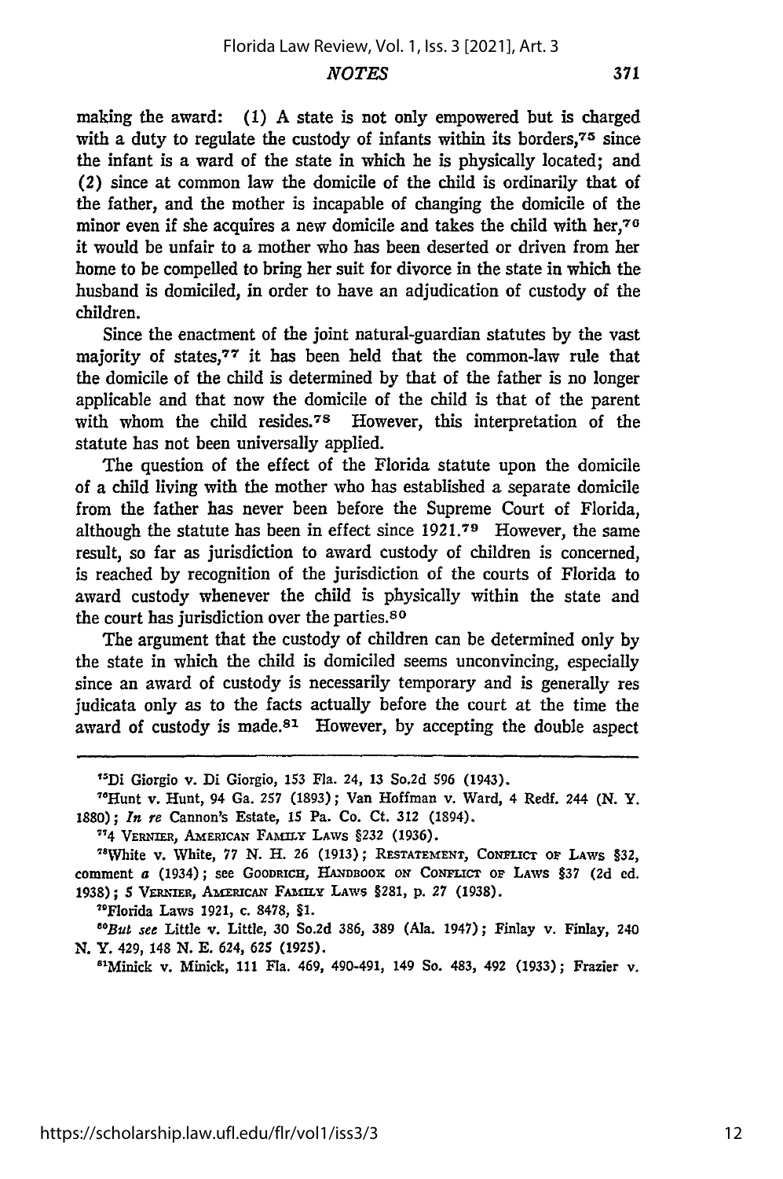making the award: (1) A state is not only empowered but is charged with a duty to regulate the custody of infants within its borders,[75] since the infant is a ward of the state in which he is physically located; and (2) since at common law the domicile of the child is ordinarily that of the father, and the mother is incapable of changing the domicile of the minor even if she acquires a new domicile and takes the child with her,[76] it would be unfair to a mother who has been deserted or driven from her home to be compelled to bring her suit for divorce in the state in which the husband is domiciled, in order to have an adjudication of custody of the children.

Since the enactment of the joint natural-guardian statutes by the vast majority of states,[77] it has been held that the common-law rule that the domicile of the child is determined by that of the father is no longer applicable and that now the domicile of the child is that of the parent with whom the child resides.[78] However, this interpretation of the statute has not been universally applied.

The question of the effect of the Florida statute upon the domicile of a child living with the mother who has established a separate domicile from the father has never been before the Supreme Court of Florida, although the statute has been in effect since 1921.[79] However, the same result, so far as jurisdiction to award custody of children is concerned, is reached by recognition of the jurisdiction of the courts of Florida to award custody whenever the child is physically within the state and the court has jurisdiction over the parties.[80]

The argument that the custody of children can be determined only by the state in which the child is domiciled seems unconvincing, especially since an award of custody is necessarily temporary and is generally res judicata only as to the facts actually before the court at the time the award of custody is made.[81] However, by accepting the double aspect

---

[75]Di Giorgio v. Di Giorgio, 153 Fla. 24, 13 So.2d 596 (1943).

[76]Hunt v. Hunt, 94 Ga. 257 (1893); Van Hoffman v. Ward, 4 Redf. 244 (N. Y. 1880); *In re* Cannon's Estate, 15 Pa. Co. Ct. 312 (1894).

[77]4 Vernier, American Family Laws §232 (1936).

[78]White v. White, 77 N. H. 26 (1913); Restatement, Conflict of Laws §32, comment *a* (1934); see Goodrich, Handbook on Conflict of Laws §37 (2d ed. 1938); 5 Vernier, American Family Laws §281, p. 27 (1938).

[79]Florida Laws 1921, c. 8478, §1.

[80]*But see* Little v. Little, 30 So.2d 386, 389 (Ala. 1947); Finlay v. Finlay, 240 N. Y. 429, 148 N. E. 624, 625 (1925).

[81]Minick v. Minick, 111 Fla. 469, 490-491, 149 So. 483, 492 (1933); Frazier v.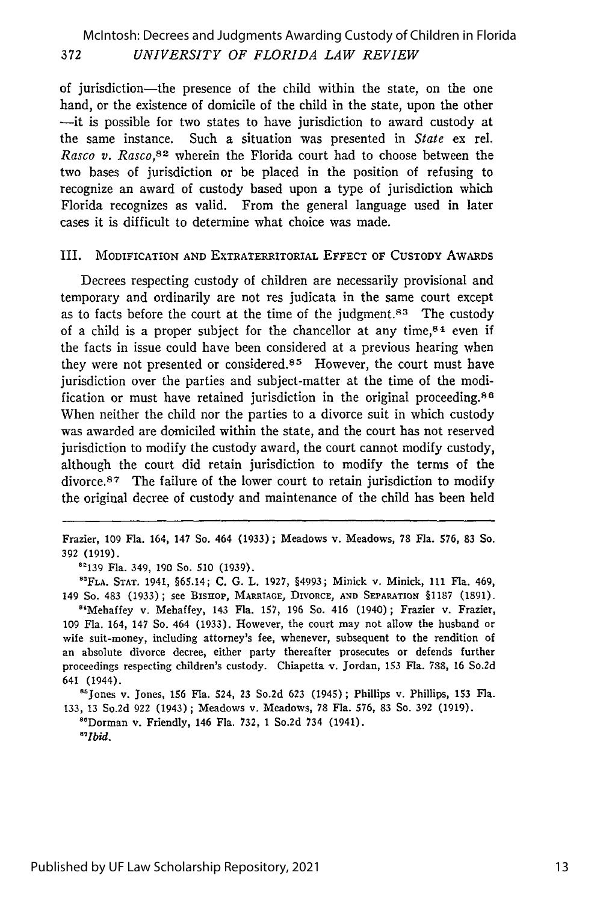of jurisdiction—the presence of the child within the state, on the one hand, or the existence of domicile of the child in the state, upon the other—it is possible for two states to have jurisdiction to award custody at the same instance. Such a situation was presented in *State* ex rel. *Rasco v. Rasco*,[82] wherein the Florida court had to choose between the two bases of jurisdiction or be placed in the position of refusing to recognize an award of custody based upon a type of jurisdiction which Florida recognizes as valid. From the general language used in later cases it is difficult to determine what choice was made.

## III. Modification and Extraterritorial Effect of Custody Awards

Decrees respecting custody of children are necessarily provisional and temporary and ordinarily are not res judicata in the same court except as to facts before the court at the time of the judgment.[83] The custody of a child is a proper subject for the chancellor at any time,[84] even if the facts in issue could have been considered at a previous hearing when they were not presented or considered.[85] However, the court must have jurisdiction over the parties and subject-matter at the time of the modification or must have retained jurisdiction in the original proceeding.[86] When neither the child nor the parties to a divorce suit in which custody was awarded are domiciled within the state, and the court has not reserved jurisdiction to modify the custody award, the court cannot modify custody, although the court did retain jurisdiction to modify the terms of the divorce.[87] The failure of the lower court to retain jurisdiction to modify the original decree of custody and maintenance of the child has been held

---

Frazier, 109 Fla. 164, 147 So. 464 (1933); Meadows v. Meadows, 78 Fla. 576, 83 So. 392 (1919).

[82]139 Fla. 349, 190 So. 510 (1939).

[83]Fla. Stat. 1941, §65.14; C. G. L. 1927, §4993; Minick v. Minick, 111 Fla. 469, 149 So. 483 (1933); see Bishop, Marriage, Divorce, and Separation §1187 (1891).

[84]Mehaffey v. Mehaffey, 143 Fla. 157, 196 So. 416 (1940); Frazier v. Frazier, 109 Fla. 164, 147 So. 464 (1933). However, the court may not allow the husband or wife suit-money, including attorney's fee, whenever, subsequent to the rendition of an absolute divorce decree, either party thereafter prosecutes or defends further proceedings respecting children's custody. Chiapetta v. Jordan, 153 Fla. 788, 16 So.2d 641 (1944).

[85]Jones v. Jones, 156 Fla. 524, 23 So.2d 623 (1945); Phillips v. Phillips, 153 Fla. 133, 13 So.2d 922 (1943); Meadows v. Meadows, 78 Fla. 576, 83 So. 392 (1919).

[86]Dorman v. Friendly, 146 Fla. 732, 1 So.2d 734 (1941).

[87]*Ibid.*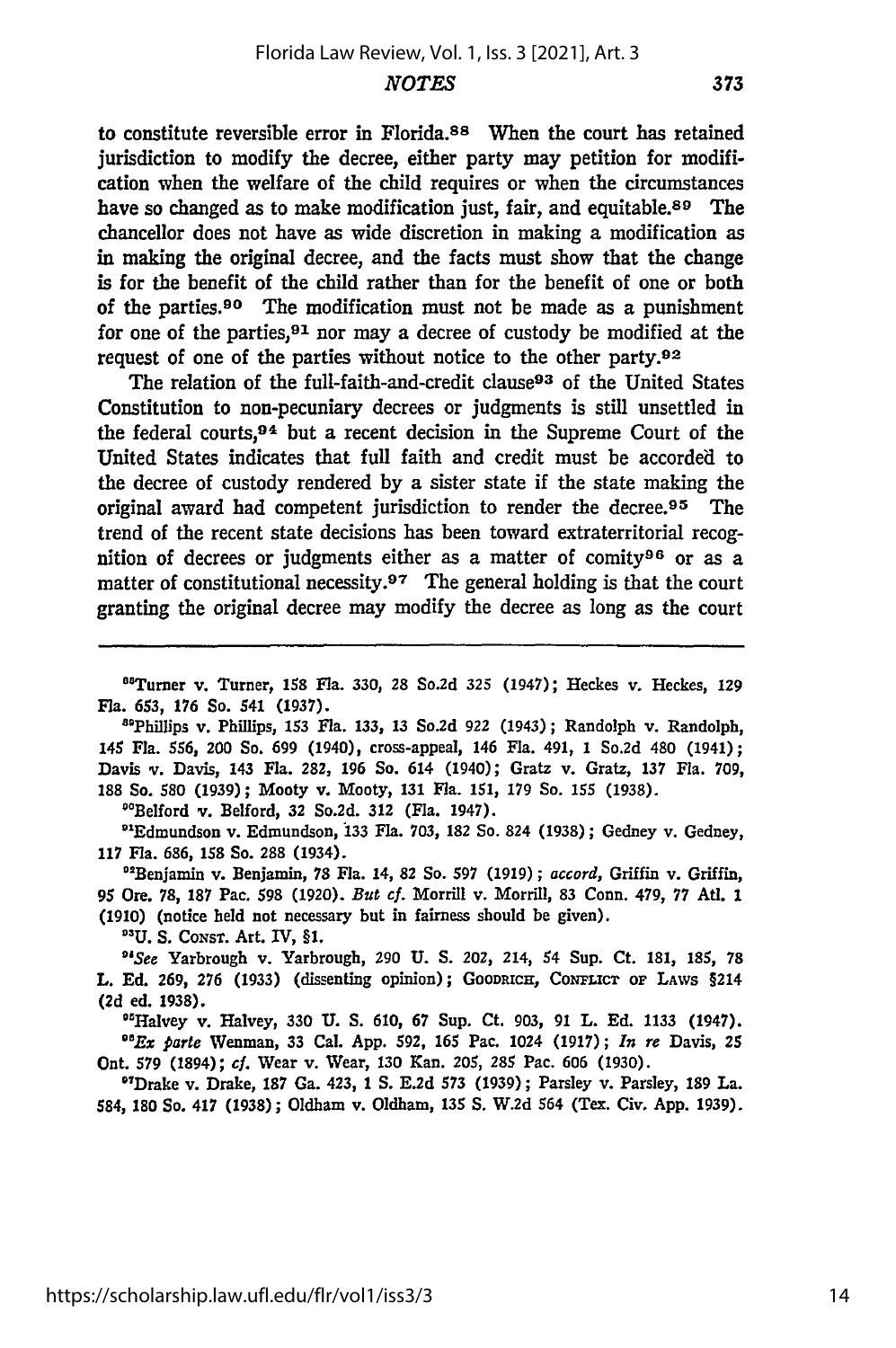to constitute reversible error in Florida.[88] When the court has retained jurisdiction to modify the decree, either party may petition for modification when the welfare of the child requires or when the circumstances have so changed as to make modification just, fair, and equitable.[89] The chancellor does not have as wide discretion in making a modification as in making the original decree, and the facts must show that the change is for the benefit of the child rather than for the benefit of one or both of the parties.[90] The modification must not be made as a punishment for one of the parties,[91] nor may a decree of custody be modified at the request of one of the parties without notice to the other party.[92]

The relation of the full-faith-and-credit clause[93] of the United States Constitution to non-pecuniary decrees or judgments is still unsettled in the federal courts,[94] but a recent decision in the Supreme Court of the United States indicates that full faith and credit must be accorded to the decree of custody rendered by a sister state if the state making the original award had competent jurisdiction to render the decree.[95] The trend of the recent state decisions has been toward extraterritorial recognition of decrees or judgments either as a matter of comity[96] or as a matter of constitutional necessity.[97] The general holding is that the court granting the original decree may modify the decree as long as the court

---

[88]Turner v. Turner, 158 Fla. 330, 28 So.2d 325 (1947); Heckes v. Heckes, 129 Fla. 653, 176 So. 541 (1937).

[89]Phillips v. Phillips, 153 Fla. 133, 13 So.2d 922 (1943); Randolph v. Randolph, 145 Fla. 556, 200 So. 699 (1940), cross-appeal, 146 Fla. 491, 1 So.2d 480 (1941); Davis v. Davis, 143 Fla. 282, 196 So. 614 (1940); Gratz v. Gratz, 137 Fla. 709, 188 So. 580 (1939); Mooty v. Mooty, 131 Fla. 151, 179 So. 155 (1938).

[90]Belford v. Belford, 32 So.2d. 312 (Fla. 1947).

[91]Edmundson v. Edmundson, 133 Fla. 703, 182 So. 824 (1938); Gedney v. Gedney, 117 Fla. 686, 158 So. 288 (1934).

[92]Benjamin v. Benjamin, 78 Fla. 14, 82 So. 597 (1919); *accord*, Griffin v. Griffin, 95 Ore. 78, 187 Pac. 598 (1920). *But cf.* Morrill v. Morrill, 83 Conn. 479, 77 Atl. 1 (1910) (notice held not necessary but in fairness should be given).

[93]U. S. CONST. Art. IV, §1.

[94]*See* Yarbrough v. Yarbrough, 290 U. S. 202, 214, 54 Sup. Ct. 181, 185, 78 L. Ed. 269, 276 (1933) (dissenting opinion); GOODRICH, CONFLICT OF LAWS §214 (2d ed. 1938).

[95]Halvey v. Halvey, 330 U. S. 610, 67 Sup. Ct. 903, 91 L. Ed. 1133 (1947).

[96]*Ex parte* Wenman, 33 Cal. App. 592, 165 Pac. 1024 (1917); *In re* Davis, 25 Ont. 579 (1894); *cf.* Wear v. Wear, 130 Kan. 205, 285 Pac. 606 (1930).

[97]Drake v. Drake, 187 Ga. 423, 1 S. E.2d 573 (1939); Parsley v. Parsley, 189 La. 584, 180 So. 417 (1938); Oldham v. Oldham, 135 S. W.2d 564 (Tex. Civ. App. 1939).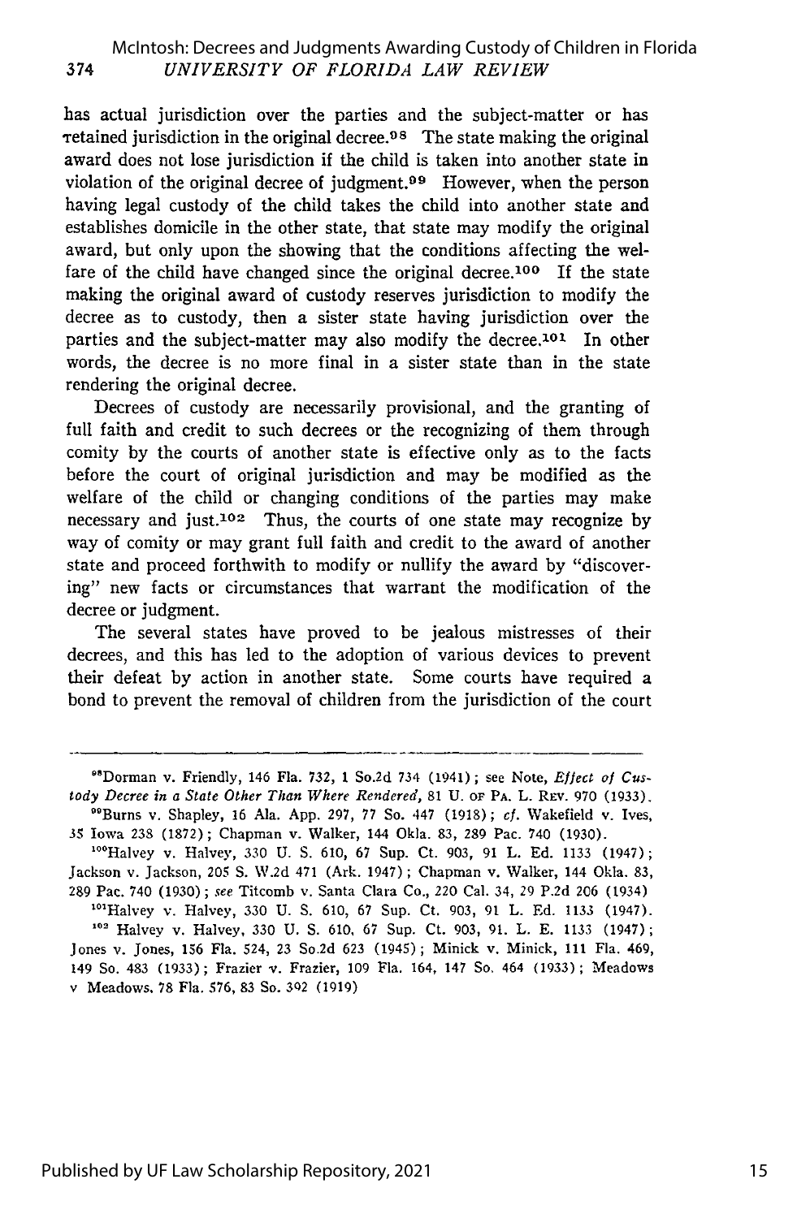has actual jurisdiction over the parties and the subject-matter or has retained jurisdiction in the original decree.[98] The state making the original award does not lose jurisdiction if the child is taken into another state in violation of the original decree of judgment.[99] However, when the person having legal custody of the child takes the child into another state and establishes domicile in the other state, that state may modify the original award, but only upon the showing that the conditions affecting the welfare of the child have changed since the original decree.[100] If the state making the original award of custody reserves jurisdiction to modify the decree as to custody, then a sister state having jurisdiction over the parties and the subject-matter may also modify the decree.[101] In other words, the decree is no more final in a sister state than in the state rendering the original decree.

Decrees of custody are necessarily provisional, and the granting of full faith and credit to such decrees or the recognizing of them through comity by the courts of another state is effective only as to the facts before the court of original jurisdiction and may be modified as the welfare of the child or changing conditions of the parties may make necessary and just.[102] Thus, the courts of one state may recognize by way of comity or may grant full faith and credit to the award of another state and proceed forthwith to modify or nullify the award by "discovering" new facts or circumstances that warrant the modification of the decree or judgment.

The several states have proved to be jealous mistresses of their decrees, and this has led to the adoption of various devices to prevent their defeat by action in another state. Some courts have required a bond to prevent the removal of children from the jurisdiction of the court

---

[98]Dorman v. Friendly, 146 Fla. 732, 1 So.2d 734 (1941); see Note, *Effect of Custody Decree in a State Other Than Where Rendered*, 81 U. of Pa. L. Rev. 970 (1933).

[99]Burns v. Shapley, 16 Ala. App. 297, 77 So. 447 (1918); *cf.* Wakefield v. Ives, 35 Iowa 238 (1872); Chapman v. Walker, 144 Okla. 83, 289 Pac. 740 (1930).

[100]Halvey v. Halvey, 330 U. S. 610, 67 Sup. Ct. 903, 91 L. Ed. 1133 (1947); Jackson v. Jackson, 205 S. W.2d 471 (Ark. 1947); Chapman v. Walker, 144 Okla. 83, 289 Pac. 740 (1930); *see* Titcomb v. Santa Clara Co., 220 Cal. 34, 29 P.2d 206 (1934)

[101]Halvey v. Halvey, 330 U. S. 610, 67 Sup. Ct. 903, 91 L. Ed. 1133 (1947).

[102] Halvey v. Halvey, 330 U. S. 610, 67 Sup. Ct. 903, 91. L. E. 1133 (1947); Jones v. Jones, 156 Fla. 524, 23 So.2d 623 (1945); Minick v. Minick, 111 Fla. 469, 149 So. 483 (1933); Frazier v. Frazier, 109 Fla. 164, 147 So. 464 (1933); Meadows v Meadows, 78 Fla. 576, 83 So. 392 (1919)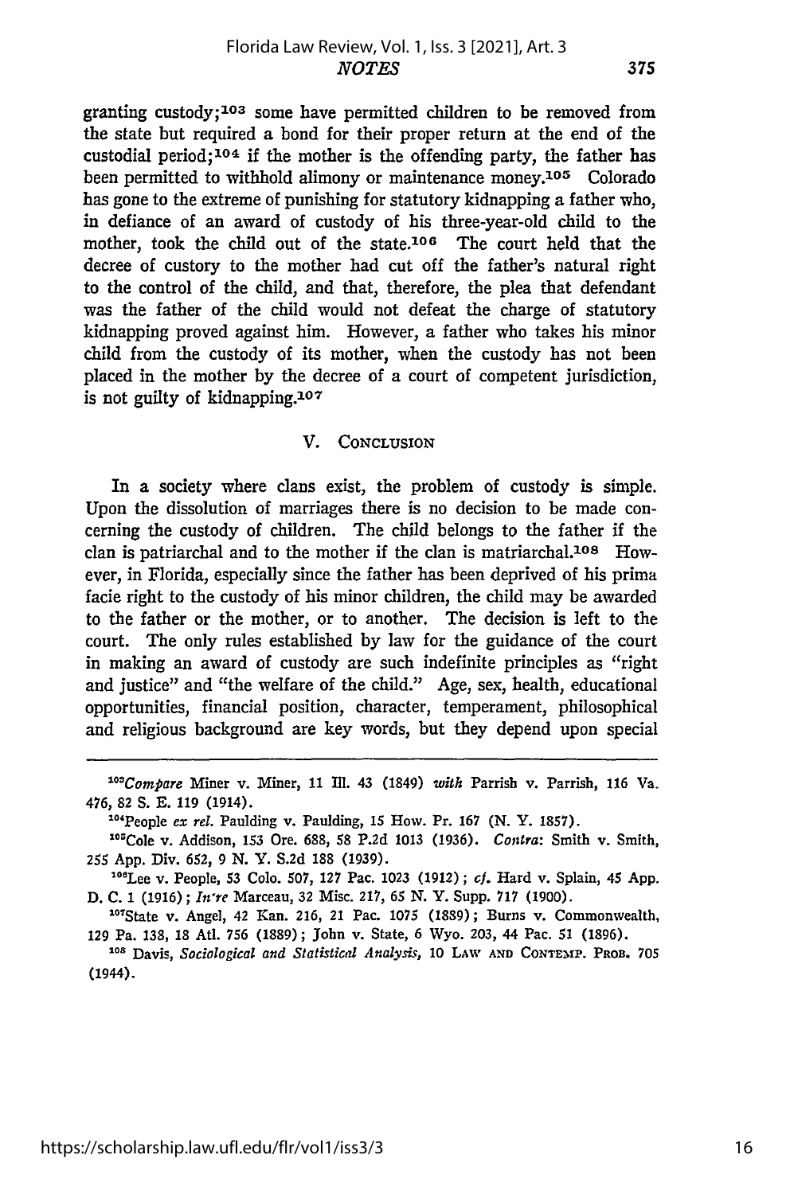granting custody;[103] some have permitted children to be removed from the state but required a bond for their proper return at the end of the custodial period;[104] if the mother is the offending party, the father has been permitted to withhold alimony or maintenance money.[105] Colorado has gone to the extreme of punishing for statutory kidnapping a father who, in defiance of an award of custody of his three-year-old child to the mother, took the child out of the state.[106] The court held that the decree of custory to the mother had cut off the father's natural right to the control of the child, and that, therefore, the plea that defendant was the father of the child would not defeat the charge of statutory kidnapping proved against him. However, a father who takes his minor child from the custody of its mother, when the custody has not been placed in the mother by the decree of a court of competent jurisdiction, is not guilty of kidnapping.[107]

## V. Conclusion

In a society where clans exist, the problem of custody is simple. Upon the dissolution of marriages there is no decision to be made concerning the custody of children. The child belongs to the father if the clan is patriarchal and to the mother if the clan is matriarchal.[108] However, in Florida, especially since the father has been deprived of his prima facie right to the custody of his minor children, the child may be awarded to the father or the mother, or to another. The decision is left to the court. The only rules established by law for the guidance of the court in making an award of custody are such indefinite principles as "right and justice" and "the welfare of the child." Age, sex, health, educational opportunities, financial position, character, temperament, philosophical and religious background are key words, but they depend upon special

---

[103]*Compare* Miner v. Miner, 11 Ill. 43 (1849) *with* Parrish v. Parrish, 116 Va. 476, 82 S. E. 119 (1914).

[104]People *ex rel.* Paulding v. Paulding, 15 How. Pr. 167 (N. Y. 1857).

[105]Cole v. Addison, 153 Ore. 688, 58 P.2d 1013 (1936). *Contra*: Smith v. Smith, 255 App. Div. 652, 9 N. Y. S.2d 188 (1939).

[106]Lee v. People, 53 Colo. 507, 127 Pac. 1023 (1912); *cf.* Hard v. Splain, 45 App. D. C. 1 (1916); *In re* Marceau, 32 Misc. 217, 65 N. Y. Supp. 717 (1900).

[107]State v. Angel, 42 Kan. 216, 21 Pac. 1075 (1889); Burns v. Commonwealth, 129 Pa. 138, 18 Atl. 756 (1889); John v. State, 6 Wyo. 203, 44 Pac. 51 (1896).

[108] Davis, *Sociological and Statistical Analysis*, 10 Law and Contemp. Prob. 705 (1944).